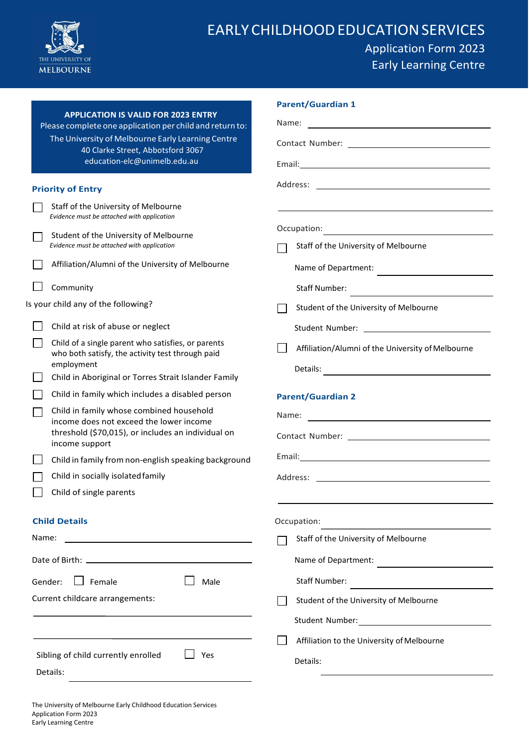# EARLY CHILDHOOD EDUCATION SERVICES

## Application Form 2023
## Early Learning Centre

**APPLICATION IS VALID FOR 2023 ENTRY**
Please complete one application per child and return to:
The University of Melbourne Early Learning Centre
40 Clarke Street, Abbotsford 3067
education-elc@unimelb.edu.au

### Priority of Entry

- ☐ Staff of the University of Melbourne
  *Evidence must be attached with application*
- ☐ Student of the University of Melbourne
  *Evidence must be attached with application*
- ☐ Affiliation/Alumni of the University of Melbourne
- ☐ Community

Is your child any of the following?

- ☐ Child at risk of abuse or neglect
- ☐ Child of a single parent who satisfies, or parents who both satisfy, the activity test through paid employment
- ☐ Child in Aboriginal or Torres Strait Islander Family
- ☐ Child in family which includes a disabled person
- ☐ Child in family whose combined household income does not exceed the lower income threshold ($70,015), or includes an individual on income support
- ☐ Child in family from non-english speaking background
- ☐ Child in socially isolated family
- ☐ Child of single parents

### Child Details

Name: ______________________

Date of Birth: ______________________

Gender: ☐ Female ☐ Male

Current childcare arrangements:

______________________

______________________

Sibling of child currently enrolled ☐ Yes

Details: ______________________

### Parent/Guardian 1

Name: ______________________

Contact Number: ______________________

Email: ______________________

Address: ______________________

______________________

Occupation: ______________________

☐ Staff of the University of Melbourne

Name of Department: ______________________

Staff Number: ______________________

☐ Student of the University of Melbourne

Student Number: ______________________

☐ Affiliation/Alumni of the University of Melbourne

Details: ______________________

### Parent/Guardian 2

Name: ______________________

Contact Number: ______________________

Email: ______________________

Address: ______________________

______________________

Occupation: ______________________

☐ Staff of the University of Melbourne

Name of Department: ______________________

Staff Number: ______________________

☐ Student of the University of Melbourne

Student Number: ______________________

☐ Affiliation to the University of Melbourne

Details: ______________________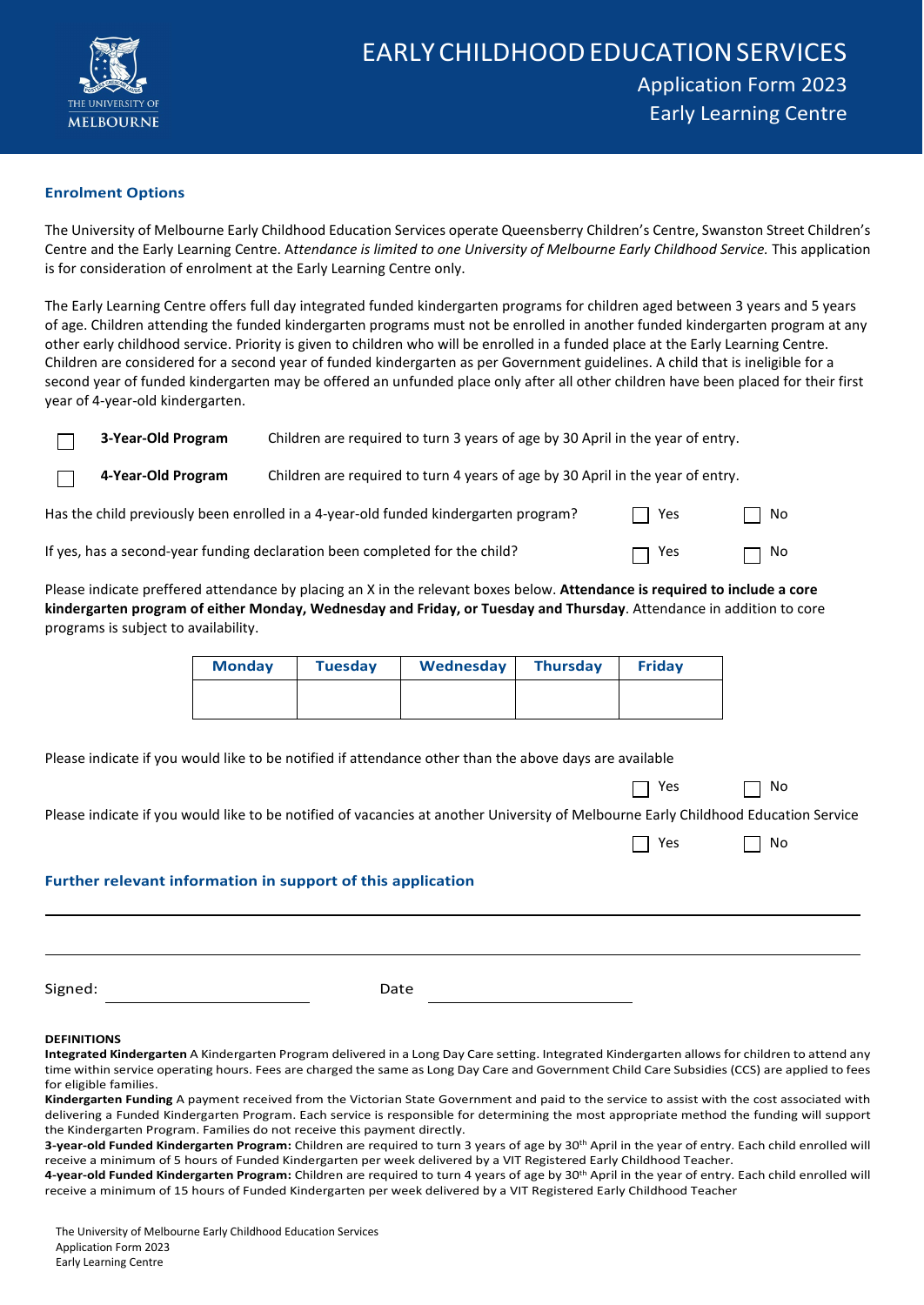# EARLY CHILDHOOD EDUCATION SERVICES

## Application Form 2023

## Early Learning Centre

### Enrolment Options

The University of Melbourne Early Childhood Education Services operate Queensberry Children's Centre, Swanston Street Children's Centre and the Early Learning Centre. A*ttendance is limited to one University of Melbourne Early Childhood Service.* This application is for consideration of enrolment at the Early Learning Centre only.

The Early Learning Centre offers full day integrated funded kindergarten programs for children aged between 3 years and 5 years of age. Children attending the funded kindergarten programs must not be enrolled in another funded kindergarten program at any other early childhood service. Priority is given to children who will be enrolled in a funded place at the Early Learning Centre. Children are considered for a second year of funded kindergarten as per Government guidelines. A child that is ineligible for a second year of funded kindergarten may be offered an unfunded place only after all other children have been placed for their first year of 4-year-old kindergarten.

☐ **3-Year-Old Program** Children are required to turn 3 years of age by 30 April in the year of entry.

☐ **4-Year-Old Program** Children are required to turn 4 years of age by 30 April in the year of entry.

Has the child previously been enrolled in a 4-year-old funded kindergarten program? ☐ Yes ☐ No

If yes, has a second-year funding declaration been completed for the child? ☐ Yes ☐ No

Please indicate preffered attendance by placing an X in the relevant boxes below. **Attendance is required to include a core kindergarten program of either Monday, Wednesday and Friday, or Tuesday and Thursday**. Attendance in addition to core programs is subject to availability.

| Monday | Tuesday | Wednesday | Thursday | Friday |
|---|---|---|---|---|
| | | | | |

Please indicate if you would like to be notified if attendance other than the above days are available

☐ Yes ☐ No

Please indicate if you would like to be notified of vacancies at another University of Melbourne Early Childhood Education Service

☐ Yes ☐ No

### Further relevant information in support of this application

______________________________________________________________________

______________________________________________________________________

Signed: ______________________ Date ______________________

**DEFINITIONS**

**Integrated Kindergarten** A Kindergarten Program delivered in a Long Day Care setting. Integrated Kindergarten allows for children to attend any time within service operating hours. Fees are charged the same as Long Day Care and Government Child Care Subsidies (CCS) are applied to fees for eligible families.

**Kindergarten Funding** A payment received from the Victorian State Government and paid to the service to assist with the cost associated with delivering a Funded Kindergarten Program. Each service is responsible for determining the most appropriate method the funding will support the Kindergarten Program. Families do not receive this payment directly.

**3-year-old Funded Kindergarten Program:** Children are required to turn 3 years of age by 30th April in the year of entry. Each child enrolled will receive a minimum of 5 hours of Funded Kindergarten per week delivered by a VIT Registered Early Childhood Teacher.

**4-year-old Funded Kindergarten Program:** Children are required to turn 4 years of age by 30th April in the year of entry. Each child enrolled will receive a minimum of 15 hours of Funded Kindergarten per week delivered by a VIT Registered Early Childhood Teacher